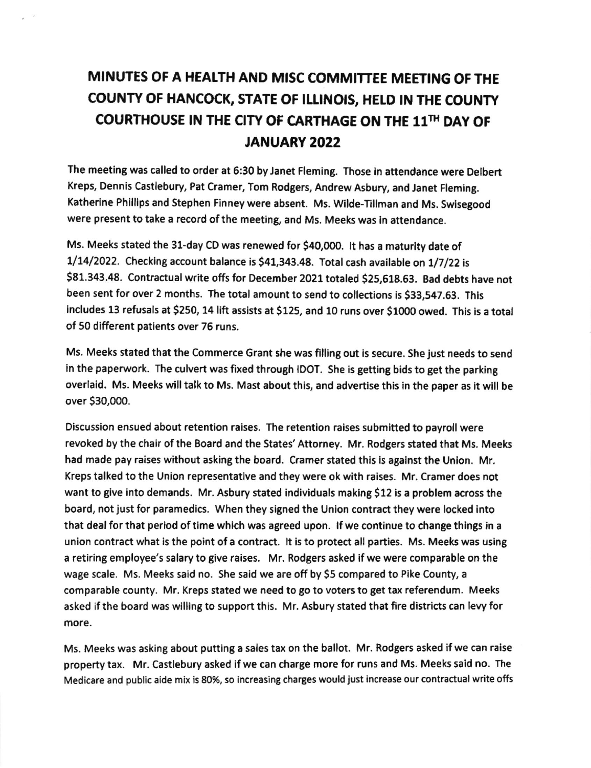# MINUTES OF A HEALTH AND MISC COMMITTEE MEETING OF THE COUNTY OF HANCOCK, STATE OF ILLINOIS, HELD IN THE COUNTY COURTHOUSE IN THE CITY OF CARTHAGE ON THE 11TH DAY OF JANUARY 2022

The meeting was called to order at 6:30 by Janet Fleming. Those in attendance were Delbert Kreps, Dennis Castlebury, Pat Cramer, Tom Rodgers, Andrew Asbury, and Janet Fleming. Katherine Phillips and Stephen Finney were absent. Ms. Wilde-Tillman and Ms. Swisegood were present to take a record of the meeting, and Ms. Meeks was in attendance.

Ms. Meeks stated the 31-day CD was renewed for $40,000. It has a maturity date of 1/14/2022. Checking account balance is $41,343.48. Total cash available on 1/7/22 is $81.343.48. Contractual write offs for December 2021 totaled $25,618.63. Bad debts have not been sent for over 2 months. The total amount to send to collections is $33,547.63. This includes 13 refusals at $250, 14 lift assists at $125, and 10 runs over $1000 owed. This is a total of 50 different patients over 76 runs.

Ms. Meeks stated that the Commerce Grant she was filling out is secure. She just needs to send in the paperwork. The culvert was fixed through IDOT. She is getting bids to get the parking overlaid. Ms. Meeks will talk to Ms. Mast about this, and advertise this in the paper as it will be over $30,000.

Discussion ensued about retention raises. The retention raises submitted to payroll were revoked by the chair of the Board and the States' Attorney. Mr. Rodgers stated that Ms. Meeks had made pay raises without asking the board. Cramer stated this is against the Union. Mr. Kreps talked to the Union representative and they were ok with raises. Mr. Cramer does not want to give into demands. Mr. Asbury stated individuals making $12 is a problem across the board, not just for paramedics. When they signed the Union contract they were locked into that deal for that period of time which was agreed upon. If we continue to change things in a union contract what is the point of a contract. It is to protect all parties. Ms. Meeks was using a retiring employee's salary to give raises. Mr. Rodgers asked if we were comparable on the wage scale. Ms. Meeks said no. She said we are off by $5 compared to Pike County, a comparable county. Mr. Kreps stated we need to go to voters to get tax referendum. Meeks asked if the board was willing to support this. Mr. Asbury stated that fire districts can levy for more.

Ms. Meeks was asking about putting a sales tax on the ballot. Mr. Rodgers asked if we can raise property tax. Mr. Castlebury asked if we can charge more for runs and Ms. Meeks said no. The Medicare and public aide mix is 80%, so increasing charges would just increase our contractual write offs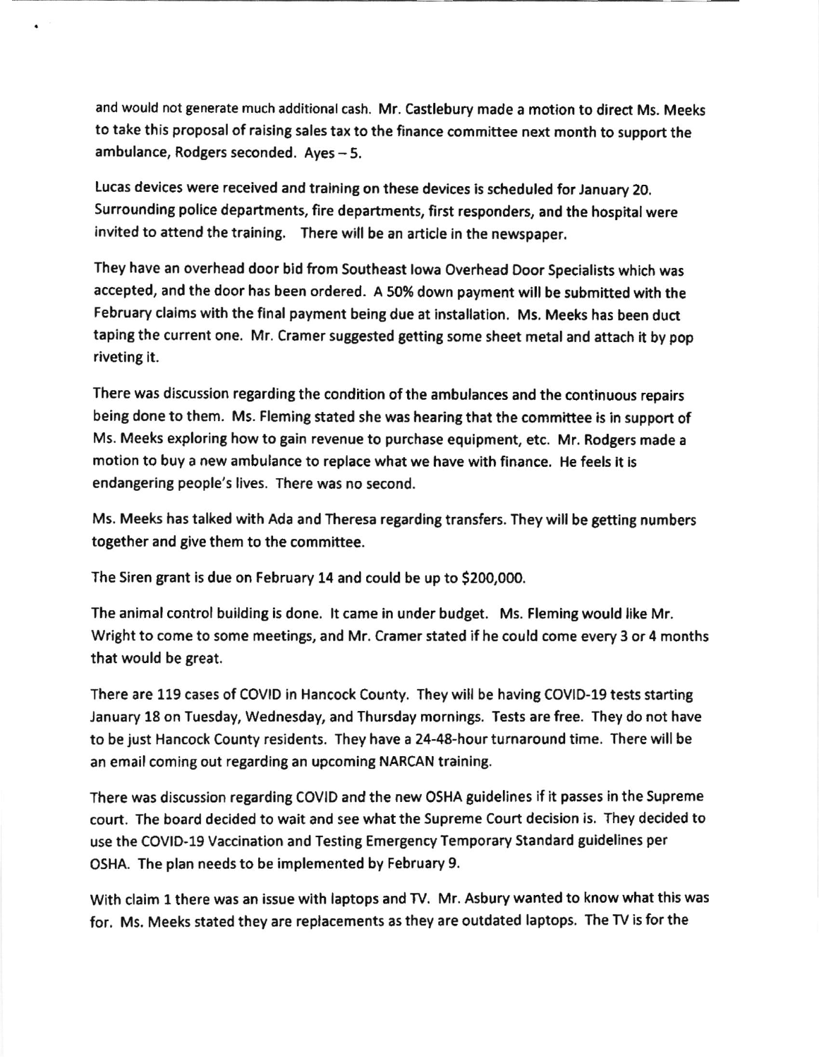and would not generate much additional cash. Mr. Castlebury made a motion to direct Ms. Meeks to take this proposal of raising sales tax to the finance committee next month to support the ambulance, Rodgers seconded. Ayes – 5.

Lucas devices were received and training on these devices is scheduled for January 20. Surrounding police departments, fire departments, first responders, and the hospital were invited to attend the training. There will be an article in the newspaper.

They have an overhead door bid from Southeast Iowa Overhead Door Specialists which was accepted, and the door has been ordered. A 50% down payment will be submitted with the February claims with the final payment being due at installation. Ms. Meeks has been duct taping the current one. Mr. Cramer suggested getting some sheet metal and attach it by pop riveting it.

There was discussion regarding the condition of the ambulances and the continuous repairs being done to them. Ms. Fleming stated she was hearing that the committee is in support of Ms. Meeks exploring how to gain revenue to purchase equipment, etc. Mr. Rodgers made a motion to buy a new ambulance to replace what we have with finance. He feels it is endangering people's lives. There was no second.

Ms. Meeks has talked with Ada and Theresa regarding transfers. They will be getting numbers together and give them to the committee.

The Siren grant is due on February 14 and could be up to $200,000.

The animal control building is done. It came in under budget. Ms. Fleming would like Mr. Wright to come to some meetings, and Mr. Cramer stated if he could come every 3 or 4 months that would be great.

There are 119 cases of COVID in Hancock County. They will be having COVID-19 tests starting January 18 on Tuesday, Wednesday, and Thursday mornings. Tests are free. They do not have to be just Hancock County residents. They have a 24-48-hour turnaround time. There will be an email coming out regarding an upcoming NARCAN training.

There was discussion regarding COVID and the new OSHA guidelines if it passes in the Supreme court. The board decided to wait and see what the Supreme Court decision is. They decided to use the COVID-19 Vaccination and Testing Emergency Temporary Standard guidelines per OSHA. The plan needs to be implemented by February 9.

With claim 1 there was an issue with laptops and TV. Mr. Asbury wanted to know what this was for. Ms. Meeks stated they are replacements as they are outdated laptops. The TV is for the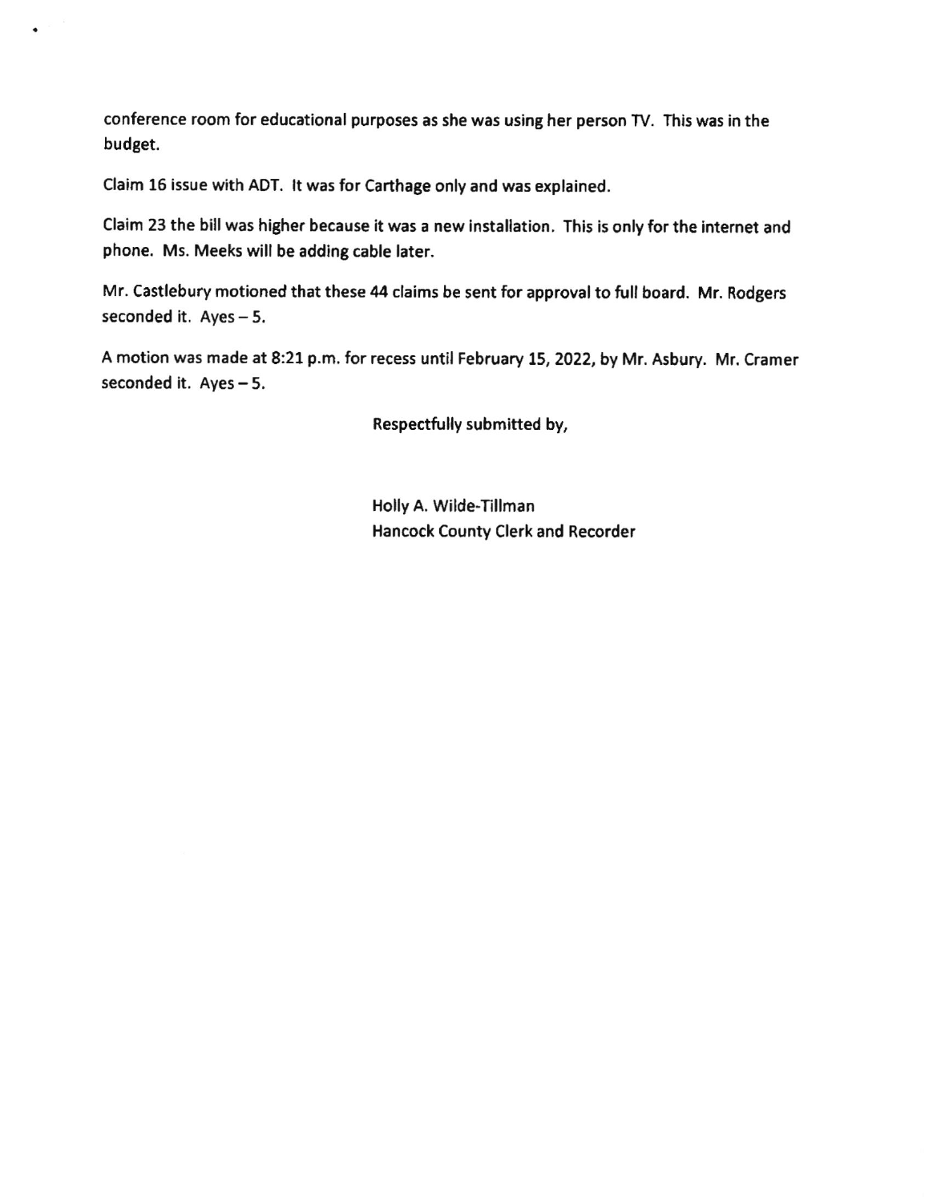conference room for educational purposes as she was using her person TV. This was in the budget.

Claim 16 issue with ADT. It was for Carthage only and was explained.

Claim 23 the bill was higher because it was a new installation. This is only for the internet and phone. Ms. Meeks will be adding cable later.

Mr. Castlebury motioned that these 44 claims be sent for approval to full board. Mr. Rodgers seconded it. Ayes – 5.

A motion was made at 8:21 p.m. for recess until February 15, 2022, by Mr. Asbury. Mr. Cramer seconded it. Ayes – 5.

Respectfully submitted by,

Holly A. Wilde-Tillman
Hancock County Clerk and Recorder